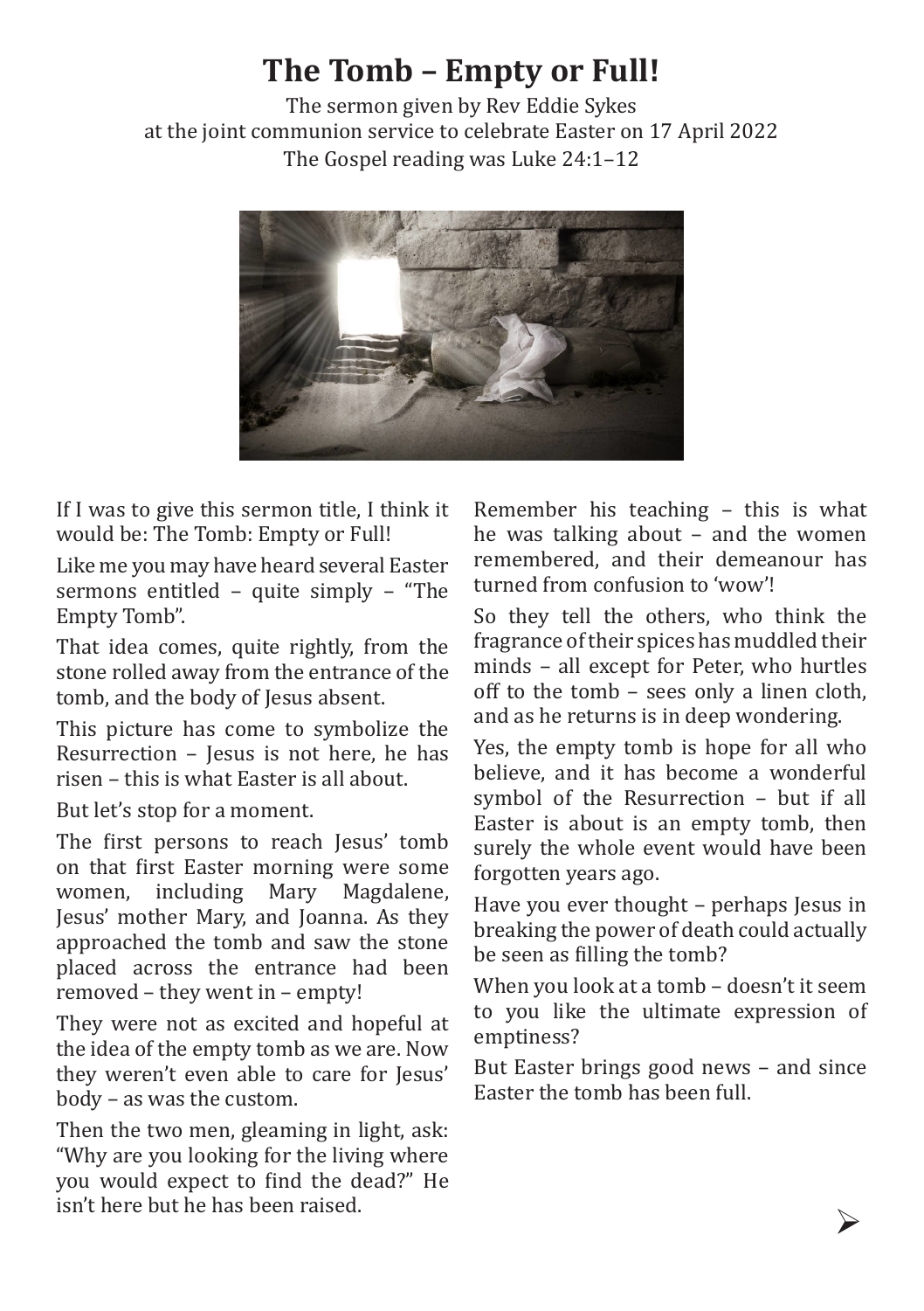# The Tomb – Empty or Full!

The sermon given by Rev Eddie Sykes
at the joint communion service to celebrate Easter on 17 April 2022
The Gospel reading was Luke 24:1–12

If I was to give this sermon title, I think it would be: The Tomb: Empty or Full!

Like me you may have heard several Easter sermons entitled – quite simply – "The Empty Tomb".

That idea comes, quite rightly, from the stone rolled away from the entrance of the tomb, and the body of Jesus absent.

This picture has come to symbolize the Resurrection – Jesus is not here, he has risen – this is what Easter is all about.

But let's stop for a moment.

The first persons to reach Jesus' tomb on that first Easter morning were some women, including Mary Magdalene, Jesus' mother Mary, and Joanna. As they approached the tomb and saw the stone placed across the entrance had been removed – they went in – empty!

They were not as excited and hopeful at the idea of the empty tomb as we are. Now they weren't even able to care for Jesus' body – as was the custom.

Then the two men, gleaming in light, ask: "Why are you looking for the living where you would expect to find the dead?" He isn't here but he has been raised.

Remember his teaching – this is what he was talking about – and the women remembered, and their demeanour has turned from confusion to 'wow'!

So they tell the others, who think the fragrance of their spices has muddled their minds – all except for Peter, who hurtles off to the tomb – sees only a linen cloth, and as he returns is in deep wondering.

Yes, the empty tomb is hope for all who believe, and it has become a wonderful symbol of the Resurrection – but if all Easter is about is an empty tomb, then surely the whole event would have been forgotten years ago.

Have you ever thought – perhaps Jesus in breaking the power of death could actually be seen as filling the tomb?

When you look at a tomb – doesn't it seem to you like the ultimate expression of emptiness?

But Easter brings good news – and since Easter the tomb has been full.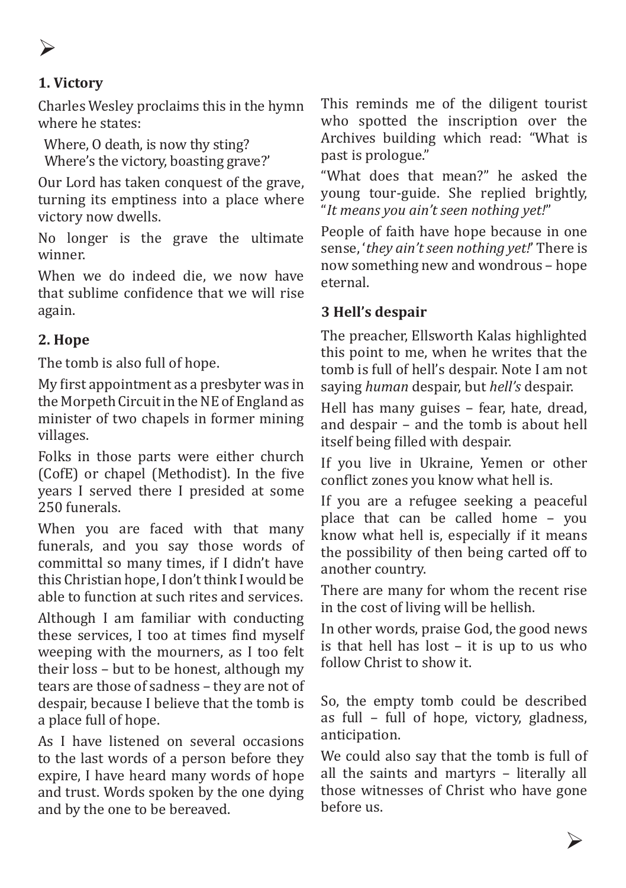### 1. Victory

Charles Wesley proclaims this in the hymn where he states:

Where, O death, is now thy sting?
Where's the victory, boasting grave?'

Our Lord has taken conquest of the grave, turning its emptiness into a place where victory now dwells.

No longer is the grave the ultimate winner.

When we do indeed die, we now have that sublime confidence that we will rise again.

### 2. Hope

The tomb is also full of hope.

My first appointment as a presbyter was in the Morpeth Circuit in the NE of England as minister of two chapels in former mining villages.

Folks in those parts were either church (CofE) or chapel (Methodist). In the five years I served there I presided at some 250 funerals.

When you are faced with that many funerals, and you say those words of committal so many times, if I didn't have this Christian hope, I don't think I would be able to function at such rites and services.

Although I am familiar with conducting these services, I too at times find myself weeping with the mourners, as I too felt their loss – but to be honest, although my tears are those of sadness – they are not of despair, because I believe that the tomb is a place full of hope.

As I have listened on several occasions to the last words of a person before they expire, I have heard many words of hope and trust. Words spoken by the one dying and by the one to be bereaved.

This reminds me of the diligent tourist who spotted the inscription over the Archives building which read: "What is past is prologue."

"What does that mean?" he asked the young tour-guide. She replied brightly, "*It means you ain't seen nothing yet!*"

People of faith have hope because in one sense, '*they ain't seen nothing yet!*' There is now something new and wondrous – hope eternal.

### 3 Hell's despair

The preacher, Ellsworth Kalas highlighted this point to me, when he writes that the tomb is full of hell's despair. Note I am not saying *human* despair, but *hell's* despair.

Hell has many guises – fear, hate, dread, and despair – and the tomb is about hell itself being filled with despair.

If you live in Ukraine, Yemen or other conflict zones you know what hell is.

If you are a refugee seeking a peaceful place that can be called home – you know what hell is, especially if it means the possibility of then being carted off to another country.

There are many for whom the recent rise in the cost of living will be hellish.

In other words, praise God, the good news is that hell has lost – it is up to us who follow Christ to show it.

So, the empty tomb could be described as full – full of hope, victory, gladness, anticipation.

We could also say that the tomb is full of all the saints and martyrs – literally all those witnesses of Christ who have gone before us.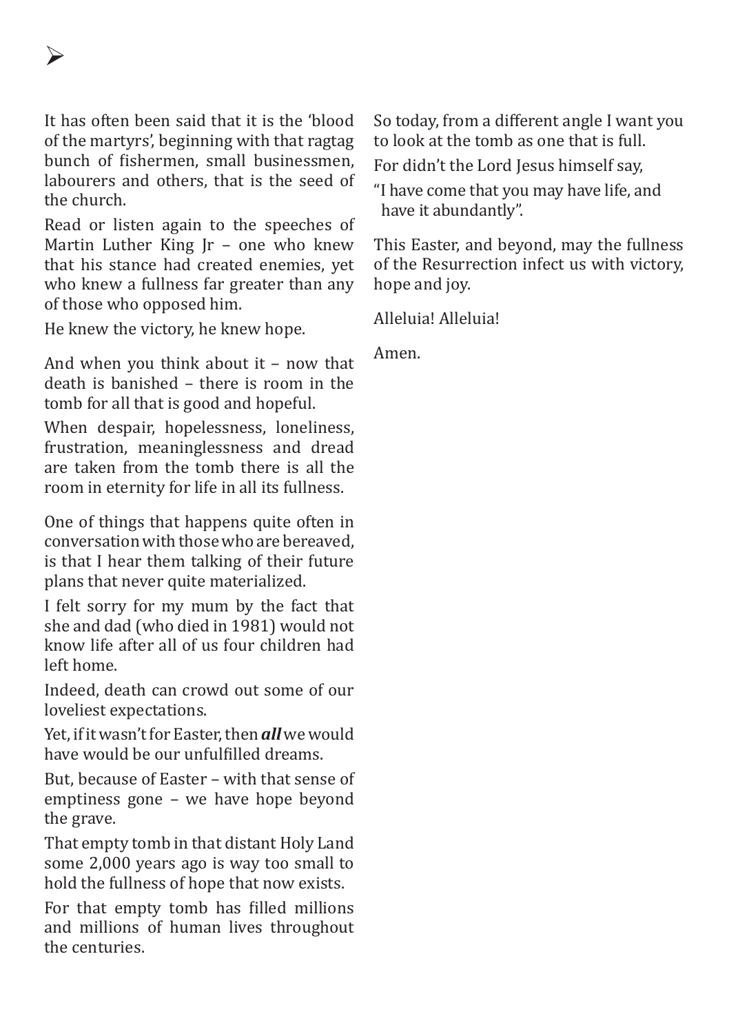It has often been said that it is the 'blood of the martyrs', beginning with that ragtag bunch of fishermen, small businessmen, labourers and others, that is the seed of the church.

Read or listen again to the speeches of Martin Luther King Jr – one who knew that his stance had created enemies, yet who knew a fullness far greater than any of those who opposed him.

He knew the victory, he knew hope.

And when you think about it – now that death is banished – there is room in the tomb for all that is good and hopeful.

When despair, hopelessness, loneliness, frustration, meaninglessness and dread are taken from the tomb there is all the room in eternity for life in all its fullness.

One of things that happens quite often in conversation with those who are bereaved, is that I hear them talking of their future plans that never quite materialized.

I felt sorry for my mum by the fact that she and dad (who died in 1981) would not know life after all of us four children had left home.

Indeed, death can crowd out some of our loveliest expectations.

Yet, if it wasn't for Easter, then ***all*** we would have would be our unfulfilled dreams.

But, because of Easter – with that sense of emptiness gone – we have hope beyond the grave.

That empty tomb in that distant Holy Land some 2,000 years ago is way too small to hold the fullness of hope that now exists.

For that empty tomb has filled millions and millions of human lives throughout the centuries.

So today, from a different angle I want you to look at the tomb as one that is full.

For didn't the Lord Jesus himself say,

"I have come that you may have life, and have it abundantly".

This Easter, and beyond, may the fullness of the Resurrection infect us with victory, hope and joy.

Alleluia! Alleluia!

Amen.